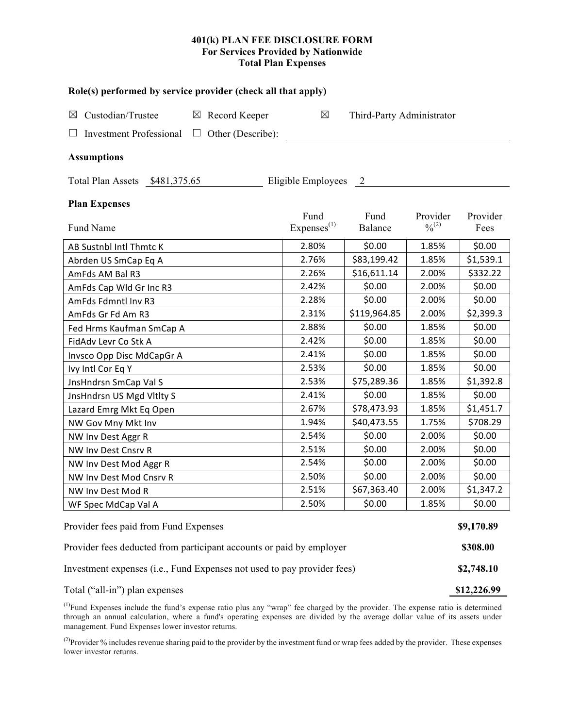# 401(k) PLAN FEE DISCLOSURE FORM
## For Services Provided by Nationwide
## Total Plan Expenses

### Role(s) performed by service provider (check all that apply)

☒ Custodian/Trustee ☒ Record Keeper ☒ Third-Party Administrator

☐ Investment Professional ☐ Other (Describe): ______________________

### Assumptions

Total Plan Assets $481,375.65 Eligible Employees 2

### Plan Expenses

| Fund Name | Fund Expenses[(1)] | Fund Balance | Provider %[(2)] | Provider Fees |
|---|---|---|---|---|
| AB Sustnbl Intl Thmtc K | 2.80% | $0.00 | 1.85% | $0.00 |
| Abrden US SmCap Eq A | 2.76% | $83,199.42 | 1.85% | $1,539.1 |
| AmFds AM Bal R3 | 2.26% | $16,611.14 | 2.00% | $332.22 |
| AmFds Cap Wld Gr Inc R3 | 2.42% | $0.00 | 2.00% | $0.00 |
| AmFds Fdmntl Inv R3 | 2.28% | $0.00 | 2.00% | $0.00 |
| AmFds Gr Fd Am R3 | 2.31% | $119,964.85 | 2.00% | $2,399.3 |
| Fed Hrms Kaufman SmCap A | 2.88% | $0.00 | 1.85% | $0.00 |
| FidAdv Levr Co Stk A | 2.42% | $0.00 | 1.85% | $0.00 |
| Invsco Opp Disc MdCapGr A | 2.41% | $0.00 | 1.85% | $0.00 |
| Ivy Intl Cor Eq Y | 2.53% | $0.00 | 1.85% | $0.00 |
| JnsHndrsn SmCap Val S | 2.53% | $75,289.36 | 1.85% | $1,392.8 |
| JnsHndrsn US Mgd Vltlty S | 2.41% | $0.00 | 1.85% | $0.00 |
| Lazard Emrg Mkt Eq Open | 2.67% | $78,473.93 | 1.85% | $1,451.7 |
| NW Gov Mny Mkt Inv | 1.94% | $40,473.55 | 1.75% | $708.29 |
| NW Inv Dest Aggr R | 2.54% | $0.00 | 2.00% | $0.00 |
| NW Inv Dest Cnsrv R | 2.51% | $0.00 | 2.00% | $0.00 |
| NW Inv Dest Mod Aggr R | 2.54% | $0.00 | 2.00% | $0.00 |
| NW Inv Dest Mod Cnsrv R | 2.50% | $0.00 | 2.00% | $0.00 |
| NW Inv Dest Mod R | 2.51% | $67,363.40 | 2.00% | $1,347.2 |
| WF Spec MdCap Val A | 2.50% | $0.00 | 1.85% | $0.00 |

| | |
|---|---|
| Provider fees paid from Fund Expenses | **$9,170.89** |
| Provider fees deducted from participant accounts or paid by employer | **$308.00** |
| Investment expenses (i.e., Fund Expenses not used to pay provider fees) | **$2,748.10** |
| Total ("all-in") plan expenses | **$12,226.99** |

[(1)]Fund Expenses include the fund's expense ratio plus any "wrap" fee charged by the provider. The expense ratio is determined through an annual calculation, where a fund's operating expenses are divided by the average dollar value of its assets under management. Fund Expenses lower investor returns.

[(2)]Provider % includes revenue sharing paid to the provider by the investment fund or wrap fees added by the provider. These expenses lower investor returns.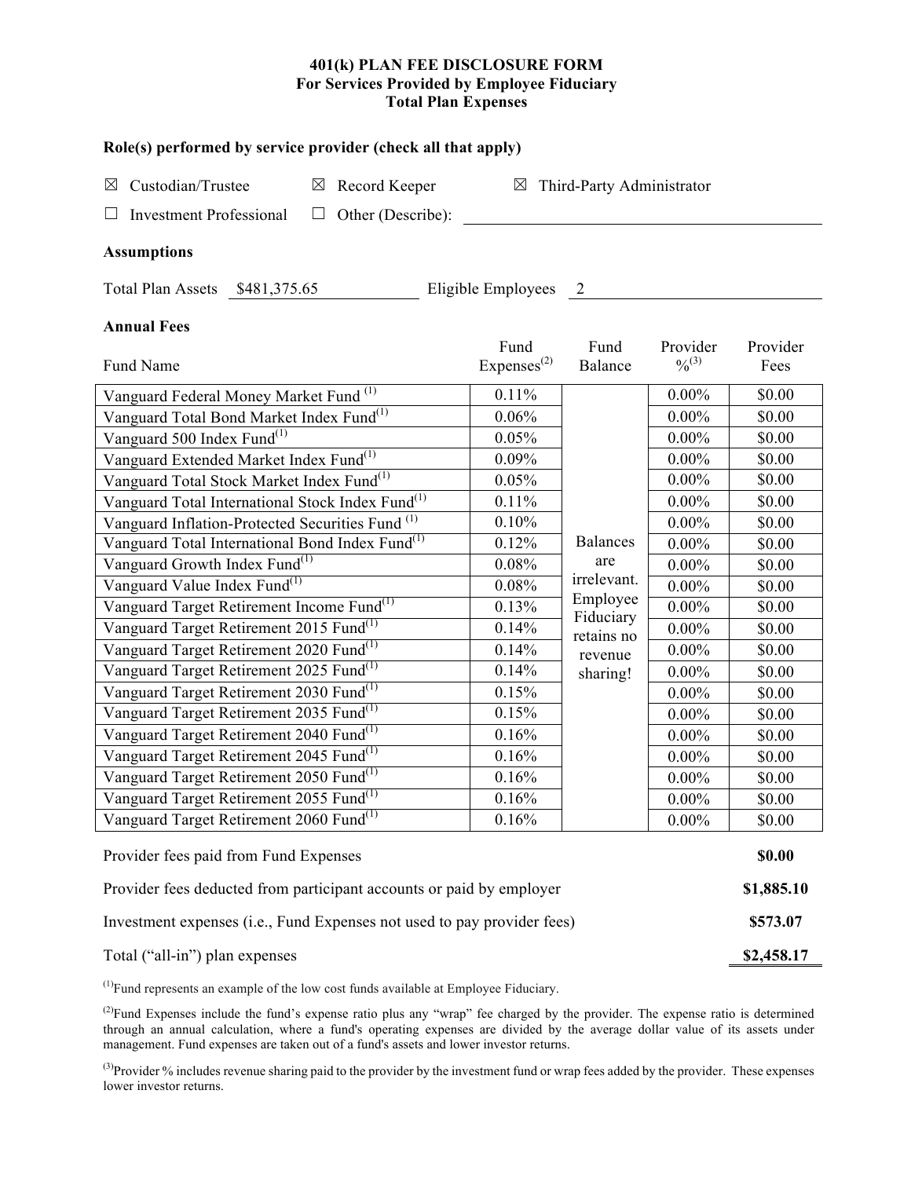**401(k) PLAN FEE DISCLOSURE FORM**
**For Services Provided by Employee Fiduciary**
**Total Plan Expenses**

**Role(s) performed by service provider (check all that apply)**

☒ Custodian/Trustee ☒ Record Keeper ☒ Third-Party Administrator

☐ Investment Professional ☐ Other (Describe): ______________________

**Assumptions**

Total Plan Assets $481,375.65 Eligible Employees 2

**Annual Fees**

| Fund Name | Fund Expenses[2] | Fund Balance | Provider %[3] | Provider Fees |
|---|---|---|---|---|
| Vanguard Federal Money Market Fund [1] | 0.11% | Balances are irrelevant. Employee Fiduciary retains no revenue sharing! | 0.00% | $0.00 |
| Vanguard Total Bond Market Index Fund[1] | 0.06% | | 0.00% | $0.00 |
| Vanguard 500 Index Fund[1] | 0.05% | | 0.00% | $0.00 |
| Vanguard Extended Market Index Fund[1] | 0.09% | | 0.00% | $0.00 |
| Vanguard Total Stock Market Index Fund[1] | 0.05% | | 0.00% | $0.00 |
| Vanguard Total International Stock Index Fund[1] | 0.11% | | 0.00% | $0.00 |
| Vanguard Inflation-Protected Securities Fund [1] | 0.10% | | 0.00% | $0.00 |
| Vanguard Total International Bond Index Fund[1] | 0.12% | | 0.00% | $0.00 |
| Vanguard Growth Index Fund[1] | 0.08% | | 0.00% | $0.00 |
| Vanguard Value Index Fund[1] | 0.08% | | 0.00% | $0.00 |
| Vanguard Target Retirement Income Fund[1] | 0.13% | | 0.00% | $0.00 |
| Vanguard Target Retirement 2015 Fund[1] | 0.14% | | 0.00% | $0.00 |
| Vanguard Target Retirement 2020 Fund[1] | 0.14% | | 0.00% | $0.00 |
| Vanguard Target Retirement 2025 Fund[1] | 0.14% | | 0.00% | $0.00 |
| Vanguard Target Retirement 2030 Fund[1] | 0.15% | | 0.00% | $0.00 |
| Vanguard Target Retirement 2035 Fund[1] | 0.15% | | 0.00% | $0.00 |
| Vanguard Target Retirement 2040 Fund[1] | 0.16% | | 0.00% | $0.00 |
| Vanguard Target Retirement 2045 Fund[1] | 0.16% | | 0.00% | $0.00 |
| Vanguard Target Retirement 2050 Fund[1] | 0.16% | | 0.00% | $0.00 |
| Vanguard Target Retirement 2055 Fund[1] | 0.16% | | 0.00% | $0.00 |
| Vanguard Target Retirement 2060 Fund[1] | 0.16% | | 0.00% | $0.00 |

| | |
|---|---|
| Provider fees paid from Fund Expenses | **$0.00** |
| Provider fees deducted from participant accounts or paid by employer | **$1,885.10** |
| Investment expenses (i.e., Fund Expenses not used to pay provider fees) | **$573.07** |
| Total ("all-in") plan expenses | **$2,458.17** |

[1]Fund represents an example of the low cost funds available at Employee Fiduciary.

[2]Fund Expenses include the fund's expense ratio plus any "wrap" fee charged by the provider. The expense ratio is determined through an annual calculation, where a fund's operating expenses are divided by the average dollar value of its assets under management. Fund expenses are taken out of a fund's assets and lower investor returns.

[3]Provider % includes revenue sharing paid to the provider by the investment fund or wrap fees added by the provider. These expenses lower investor returns.